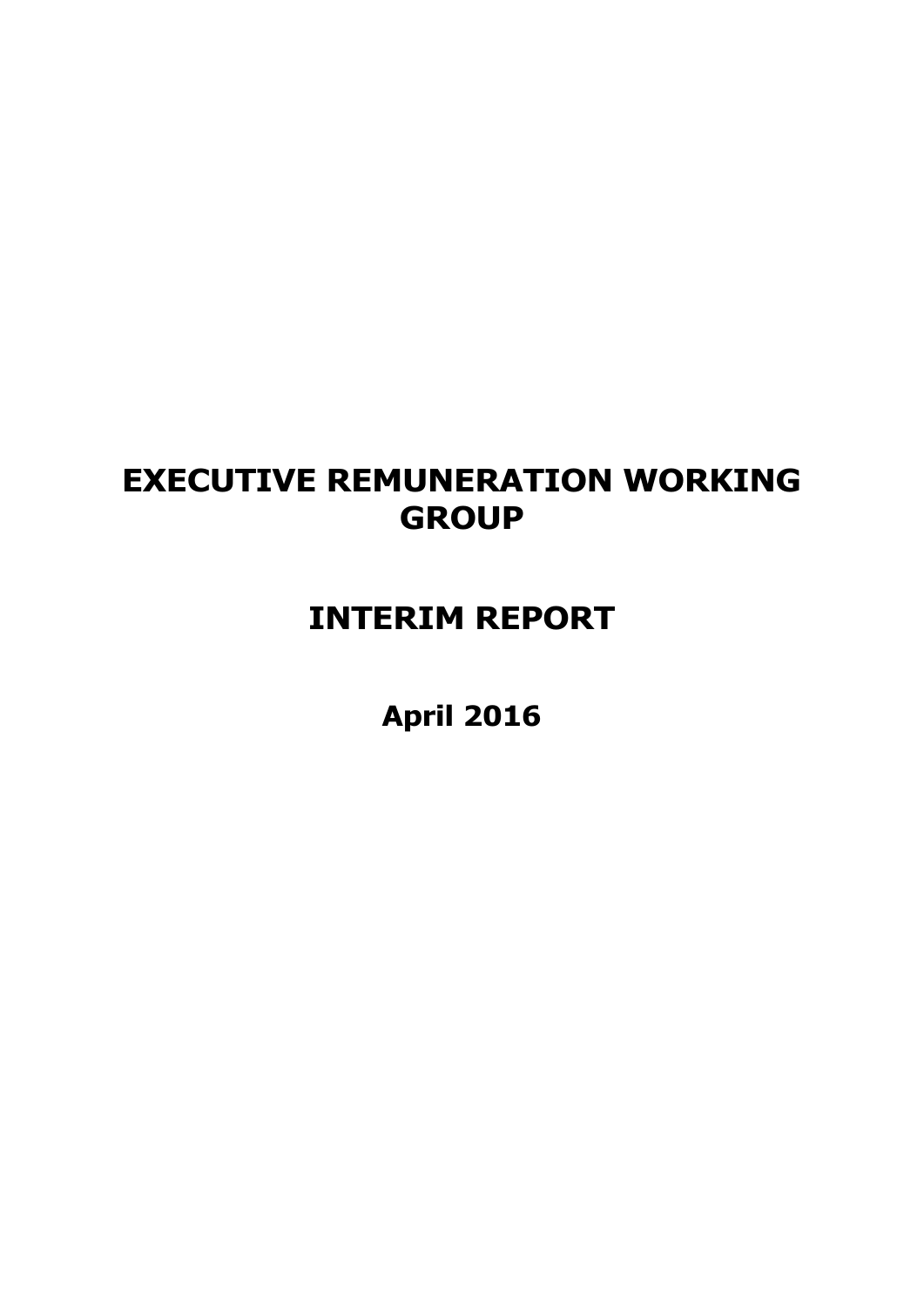# EXECUTIVE REMUNERATION WORKING GROUP

# INTERIM REPORT

**April 2016**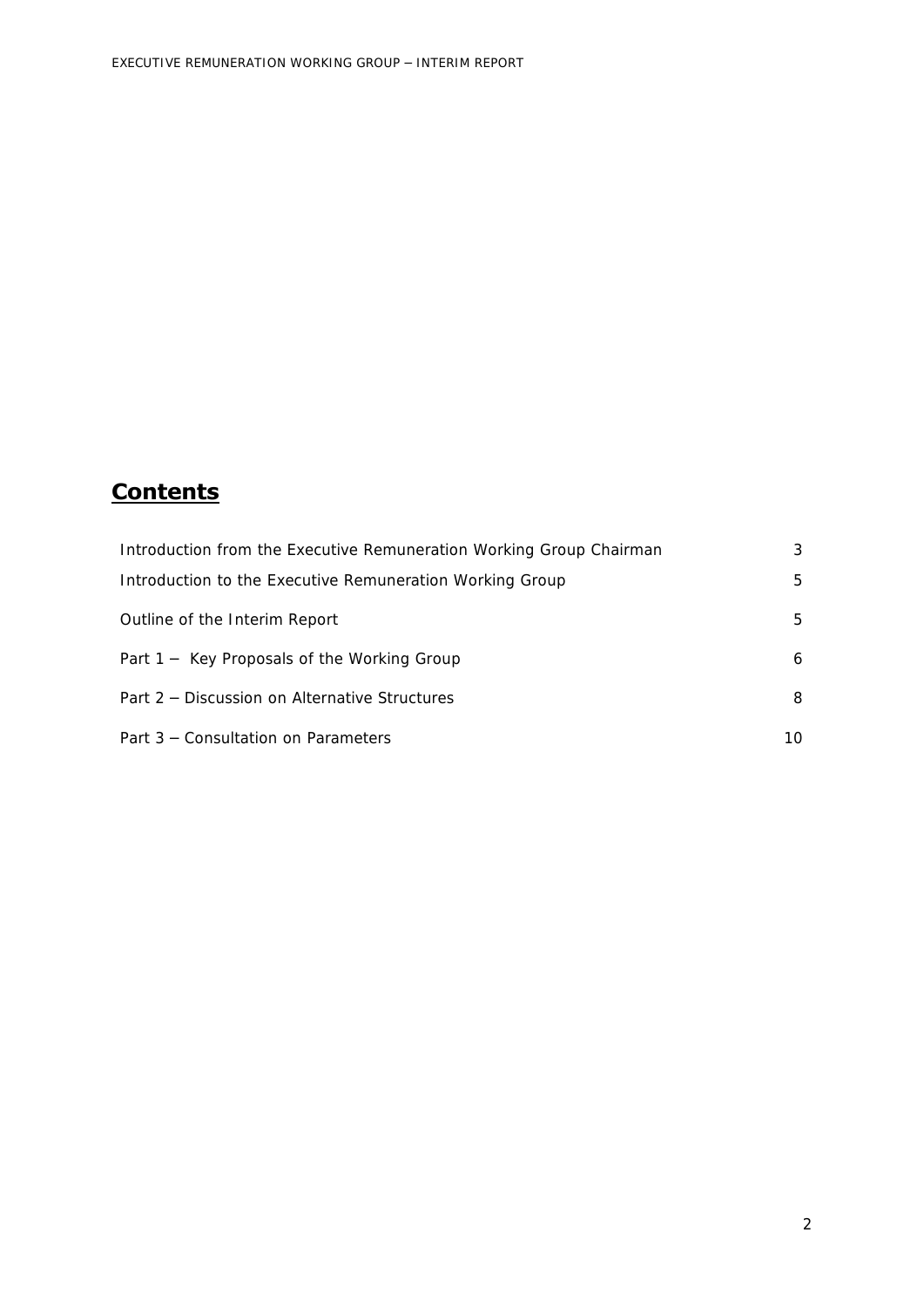## Contents

| | |
|---|---|
| Introduction from the Executive Remuneration Working Group Chairman | 3 |
| Introduction to the Executive Remuneration Working Group | 5 |
| Outline of the Interim Report | 5 |
| Part 1 – Key Proposals of the Working Group | 6 |
| Part 2 – Discussion on Alternative Structures | 8 |
| Part 3 – Consultation on Parameters | 10 |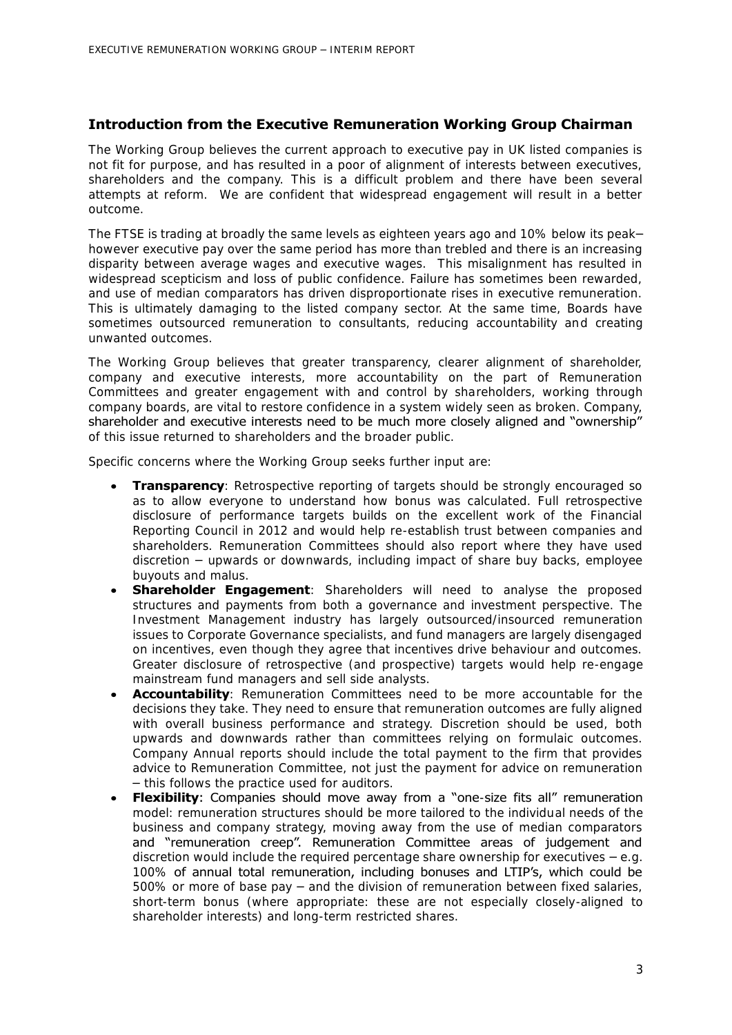## Introduction from the Executive Remuneration Working Group Chairman

The Working Group believes the current approach to executive pay in UK listed companies is not fit for purpose, and has resulted in a poor of alignment of interests between executives, shareholders and the company. This is a difficult problem and there have been several attempts at reform. We are confident that widespread engagement will result in a better outcome.

The FTSE is trading at broadly the same levels as eighteen years ago and 10% below its peak– however executive pay over the same period has more than trebled and there is an increasing disparity between average wages and executive wages. This misalignment has resulted in widespread scepticism and loss of public confidence. Failure has sometimes been rewarded, and use of median comparators has driven disproportionate rises in executive remuneration. This is ultimately damaging to the listed company sector. At the same time, Boards have sometimes outsourced remuneration to consultants, reducing accountability and creating unwanted outcomes.

The Working Group believes that greater transparency, clearer alignment of shareholder, company and executive interests, more accountability on the part of Remuneration Committees and greater engagement with and control by shareholders, working through company boards, are vital to restore confidence in a system widely seen as broken. Company, shareholder and executive interests need to be much more closely aligned and "ownership" of this issue returned to shareholders and the broader public.

Specific concerns where the Working Group seeks further input are:

- **Transparency**: Retrospective reporting of targets should be strongly encouraged so as to allow everyone to understand how bonus was calculated. Full retrospective disclosure of performance targets builds on the excellent work of the Financial Reporting Council in 2012 and would help re-establish trust between companies and shareholders. Remuneration Committees should also report where they have used discretion – upwards or downwards, including impact of share buy backs, employee buyouts and malus.
- **Shareholder Engagement**: Shareholders will need to analyse the proposed structures and payments from both a governance and investment perspective. The Investment Management industry has largely outsourced/insourced remuneration issues to Corporate Governance specialists, and fund managers are largely disengaged on incentives, even though they agree that incentives drive behaviour and outcomes. Greater disclosure of retrospective (and prospective) targets would help re-engage mainstream fund managers and sell side analysts.
- **Accountability**: Remuneration Committees need to be more accountable for the decisions they take. They need to ensure that remuneration outcomes are fully aligned with overall business performance and strategy. Discretion should be used, both upwards and downwards rather than committees relying on formulaic outcomes. Company Annual reports should include the total payment to the firm that provides advice to Remuneration Committee, not just the payment for advice on remuneration – this follows the practice used for auditors.
- **Flexibility**: Companies should move away from a "one-size fits all" remuneration model: remuneration structures should be more tailored to the individual needs of the business and company strategy, moving away from the use of median comparators and "remuneration creep". Remuneration Committee areas of judgement and discretion would include the required percentage share ownership for executives – e.g. 100% of annual total remuneration, including bonuses and LTIP's, which could be 500% or more of base pay – and the division of remuneration between fixed salaries, short-term bonus (where appropriate: these are not especially closely-aligned to shareholder interests) and long-term restricted shares.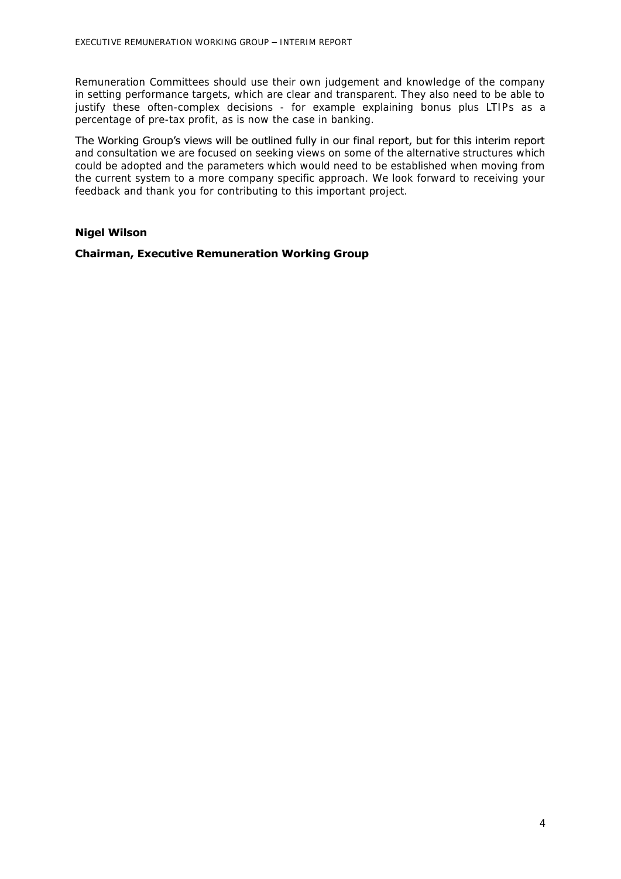Remuneration Committees should use their own judgement and knowledge of the company in setting performance targets, which are clear and transparent. They also need to be able to justify these often-complex decisions - for example explaining bonus plus LTIPs as a percentage of pre-tax profit, as is now the case in banking.

The Working Group's views will be outlined fully in our final report, but for this interim report and consultation we are focused on seeking views on some of the alternative structures which could be adopted and the parameters which would need to be established when moving from the current system to a more company specific approach. We look forward to receiving your feedback and thank you for contributing to this important project.

**Nigel Wilson**

**Chairman, Executive Remuneration Working Group**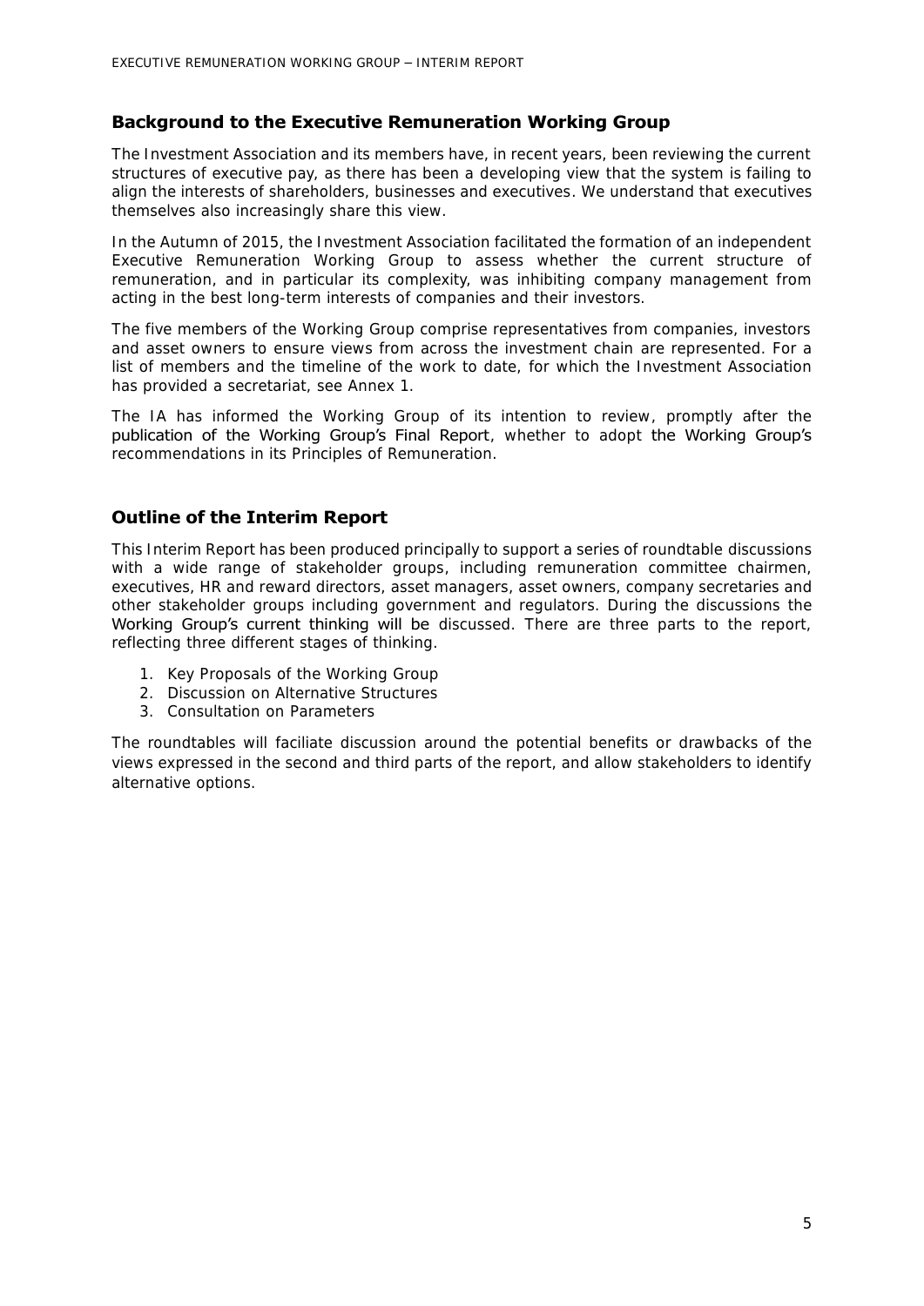## Background to the Executive Remuneration Working Group

The Investment Association and its members have, in recent years, been reviewing the current structures of executive pay, as there has been a developing view that the system is failing to align the interests of shareholders, businesses and executives. We understand that executives themselves also increasingly share this view.

In the Autumn of 2015, the Investment Association facilitated the formation of an independent Executive Remuneration Working Group to assess whether the current structure of remuneration, and in particular its complexity, was inhibiting company management from acting in the best long-term interests of companies and their investors.

The five members of the Working Group comprise representatives from companies, investors and asset owners to ensure views from across the investment chain are represented. For a list of members and the timeline of the work to date, for which the Investment Association has provided a secretariat, see Annex 1.

The IA has informed the Working Group of its intention to review, promptly after the publication of the Working Group's Final Report, whether to adopt the Working Group's recommendations in its Principles of Remuneration.

## Outline of the Interim Report

This Interim Report has been produced principally to support a series of roundtable discussions with a wide range of stakeholder groups, including remuneration committee chairmen, executives, HR and reward directors, asset managers, asset owners, company secretaries and other stakeholder groups including government and regulators. During the discussions the Working Group's current thinking will be discussed. There are three parts to the report, reflecting three different stages of thinking.

1. Key Proposals of the Working Group
2. Discussion on Alternative Structures
3. Consultation on Parameters

The roundtables will faciliate discussion around the potential benefits or drawbacks of the views expressed in the second and third parts of the report, and allow stakeholders to identify alternative options.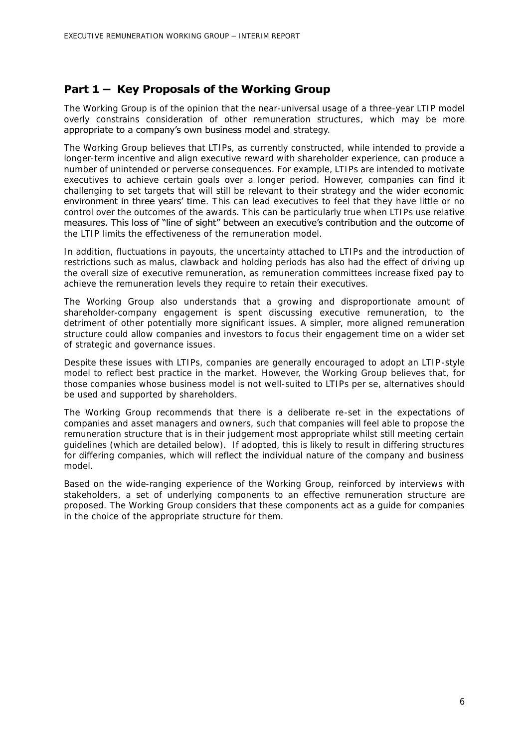## Part 1 – Key Proposals of the Working Group

The Working Group is of the opinion that the near-universal usage of a three-year LTIP model overly constrains consideration of other remuneration structures, which may be more appropriate to a company's own business model and strategy.

The Working Group believes that LTIPs, as currently constructed, while intended to provide a longer-term incentive and align executive reward with shareholder experience, can produce a number of unintended or perverse consequences. For example, LTIPs are intended to motivate executives to achieve certain goals over a longer period. However, companies can find it challenging to set targets that will still be relevant to their strategy and the wider economic environment in three years' time. This can lead executives to feel that they have little or no control over the outcomes of the awards. This can be particularly true when LTIPs use relative measures. This loss of "line of sight" between an executive's contribution and the outcome of the LTIP limits the effectiveness of the remuneration model.

In addition, fluctuations in payouts, the uncertainty attached to LTIPs and the introduction of restrictions such as malus, clawback and holding periods has also had the effect of driving up the overall size of executive remuneration, as remuneration committees increase fixed pay to achieve the remuneration levels they require to retain their executives.

The Working Group also understands that a growing and disproportionate amount of shareholder-company engagement is spent discussing executive remuneration, to the detriment of other potentially more significant issues. A simpler, more aligned remuneration structure could allow companies and investors to focus their engagement time on a wider set of strategic and governance issues.

Despite these issues with LTIPs, companies are generally encouraged to adopt an LTIP-style model to reflect best practice in the market. However, the Working Group believes that, for those companies whose business model is not well-suited to LTIPs per se, alternatives should be used and supported by shareholders.

The Working Group recommends that there is a deliberate re-set in the expectations of companies and asset managers and owners, such that companies will feel able to propose the remuneration structure that is in their judgement most appropriate whilst still meeting certain guidelines (which are detailed below). If adopted, this is likely to result in differing structures for differing companies, which will reflect the individual nature of the company and business model.

Based on the wide-ranging experience of the Working Group, reinforced by interviews with stakeholders, a set of underlying components to an effective remuneration structure are proposed. The Working Group considers that these components act as a guide for companies in the choice of the appropriate structure for them.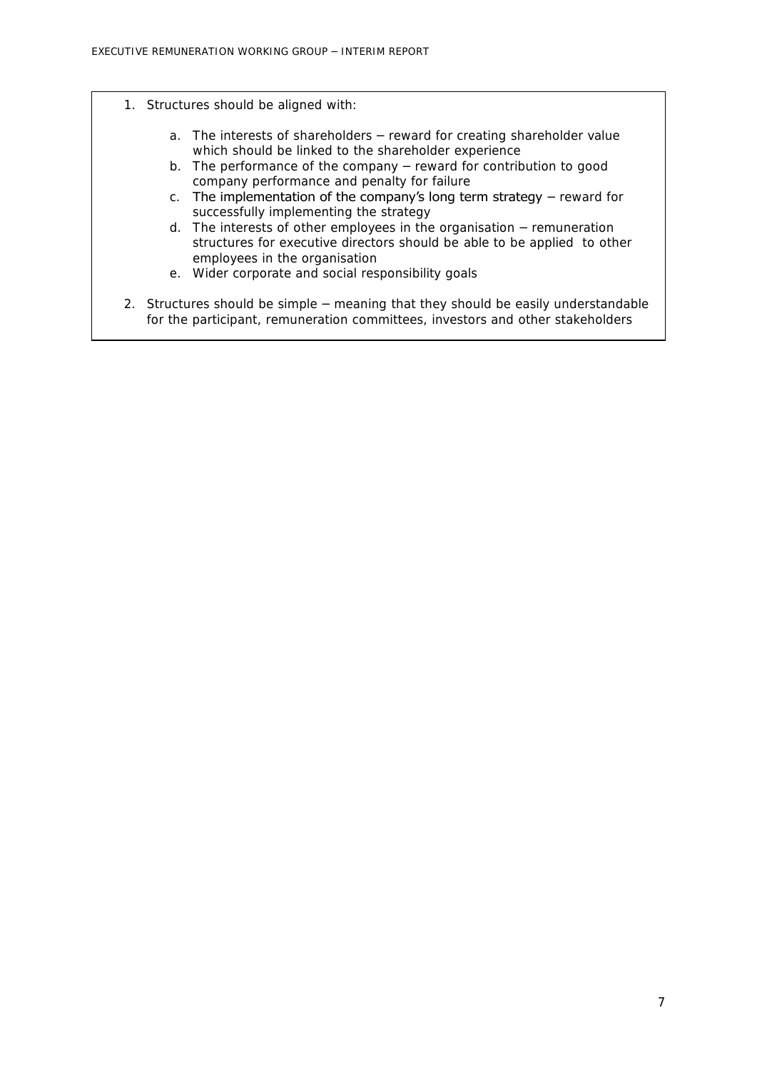1. Structures should be aligned with:

    a. The interests of shareholders – reward for creating shareholder value which should be linked to the shareholder experience
    b. The performance of the company – reward for contribution to good company performance and penalty for failure
    c. The implementation of the company's long term strategy – reward for successfully implementing the strategy
    d. The interests of other employees in the organisation – remuneration structures for executive directors should be able to be applied to other employees in the organisation
    e. Wider corporate and social responsibility goals

2. Structures should be simple – meaning that they should be easily understandable for the participant, remuneration committees, investors and other stakeholders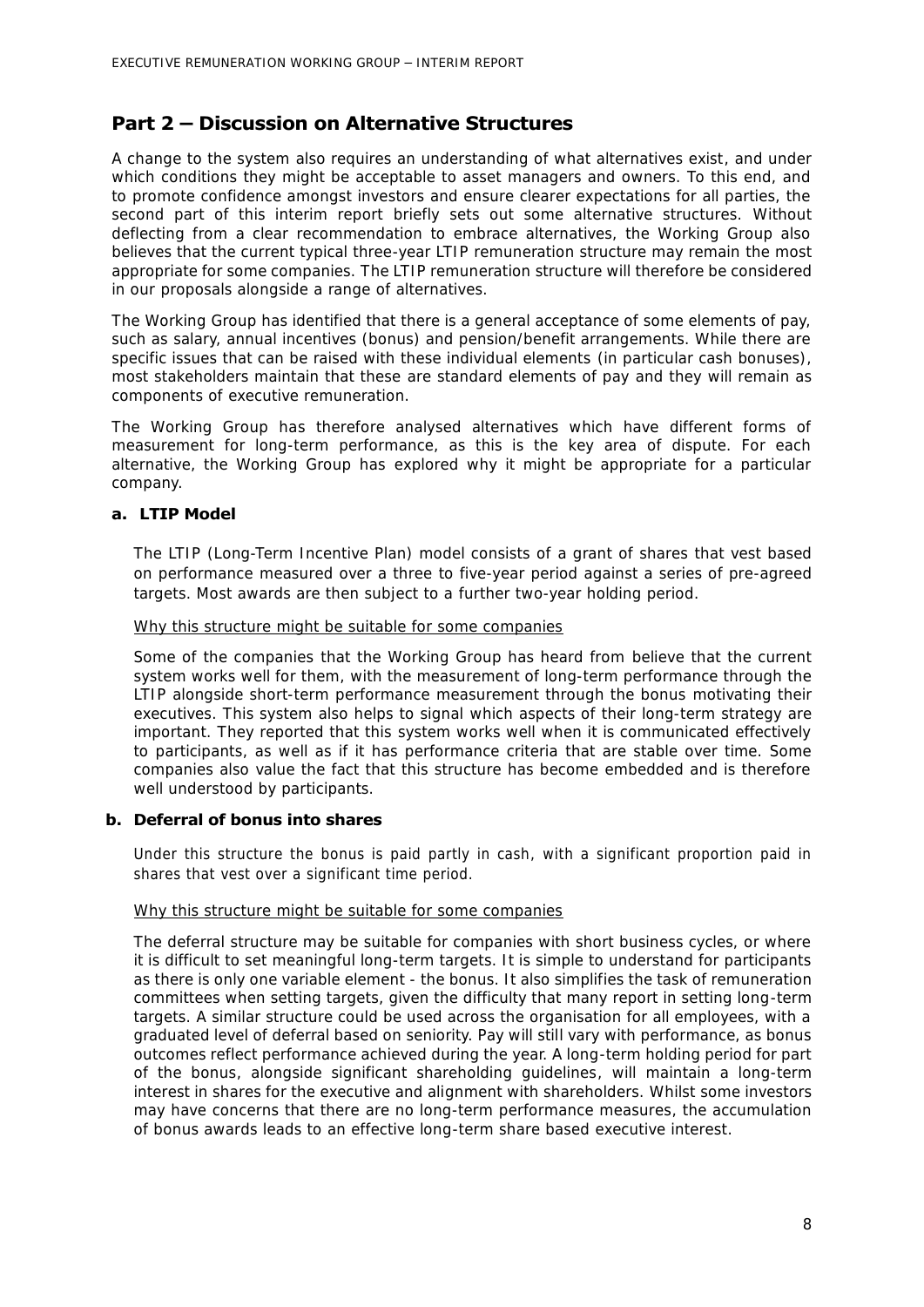## Part 2 – Discussion on Alternative Structures

A change to the system also requires an understanding of what alternatives exist, and under which conditions they might be acceptable to asset managers and owners. To this end, and to promote confidence amongst investors and ensure clearer expectations for all parties, the second part of this interim report briefly sets out some alternative structures. Without deflecting from a clear recommendation to embrace alternatives, the Working Group also believes that the current typical three-year LTIP remuneration structure may remain the most appropriate for some companies. The LTIP remuneration structure will therefore be considered in our proposals alongside a range of alternatives.

The Working Group has identified that there is a general acceptance of some elements of pay, such as salary, annual incentives (bonus) and pension/benefit arrangements. While there are specific issues that can be raised with these individual elements (in particular cash bonuses), most stakeholders maintain that these are standard elements of pay and they will remain as components of executive remuneration.

The Working Group has therefore analysed alternatives which have different forms of measurement for long-term performance, as this is the key area of dispute. For each alternative, the Working Group has explored why it might be appropriate for a particular company.

### a. LTIP Model

The LTIP (Long-Term Incentive Plan) model consists of a grant of shares that vest based on performance measured over a three to five-year period against a series of pre-agreed targets. Most awards are then subject to a further two-year holding period.

<u>Why this structure might be suitable for some companies</u>

Some of the companies that the Working Group has heard from believe that the current system works well for them, with the measurement of long-term performance through the LTIP alongside short-term performance measurement through the bonus motivating their executives. This system also helps to signal which aspects of their long-term strategy are important. They reported that this system works well when it is communicated effectively to participants, as well as if it has performance criteria that are stable over time. Some companies also value the fact that this structure has become embedded and is therefore well understood by participants.

### b. Deferral of bonus into shares

Under this structure the bonus is paid partly in cash, with a significant proportion paid in shares that vest over a significant time period.

<u>Why this structure might be suitable for some companies</u>

The deferral structure may be suitable for companies with short business cycles, or where it is difficult to set meaningful long-term targets. It is simple to understand for participants as there is only one variable element - the bonus. It also simplifies the task of remuneration committees when setting targets, given the difficulty that many report in setting long-term targets. A similar structure could be used across the organisation for all employees, with a graduated level of deferral based on seniority. Pay will still vary with performance, as bonus outcomes reflect performance achieved during the year. A long-term holding period for part of the bonus, alongside significant shareholding guidelines, will maintain a long-term interest in shares for the executive and alignment with shareholders. Whilst some investors may have concerns that there are no long-term performance measures, the accumulation of bonus awards leads to an effective long-term share based executive interest.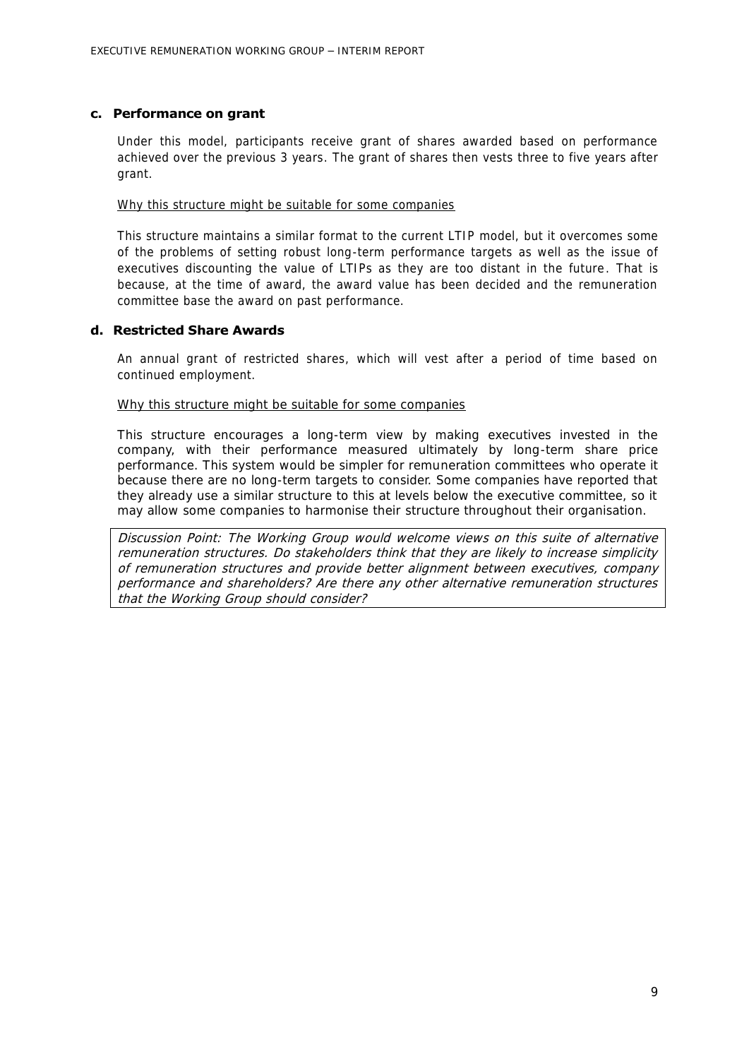### c. Performance on grant

Under this model, participants receive grant of shares awarded based on performance achieved over the previous 3 years. The grant of shares then vests three to five years after grant.

<u>Why this structure might be suitable for some companies</u>

This structure maintains a similar format to the current LTIP model, but it overcomes some of the problems of setting robust long-term performance targets as well as the issue of executives discounting the value of LTIPs as they are too distant in the future. That is because, at the time of award, the award value has been decided and the remuneration committee base the award on past performance.

### d. Restricted Share Awards

An annual grant of restricted shares, which will vest after a period of time based on continued employment.

<u>Why this structure might be suitable for some companies</u>

This structure encourages a long-term view by making executives invested in the company, with their performance measured ultimately by long-term share price performance. This system would be simpler for remuneration committees who operate it because there are no long-term targets to consider. Some companies have reported that they already use a similar structure to this at levels below the executive committee, so it may allow some companies to harmonise their structure throughout their organisation.

*Discussion Point: The Working Group would welcome views on this suite of alternative remuneration structures. Do stakeholders think that they are likely to increase simplicity of remuneration structures and provide better alignment between executives, company performance and shareholders? Are there any other alternative remuneration structures that the Working Group should consider?*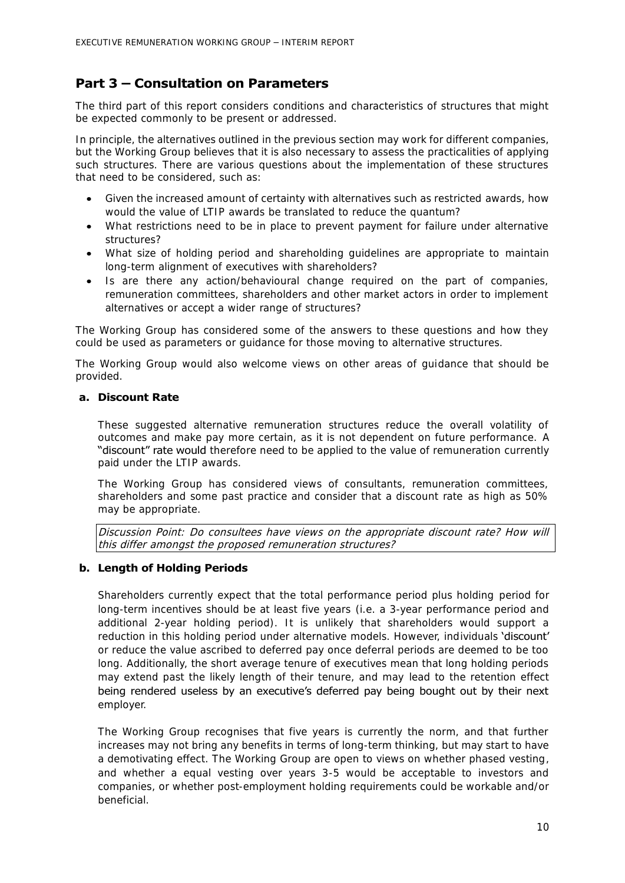## Part 3 – Consultation on Parameters

The third part of this report considers conditions and characteristics of structures that might be expected commonly to be present or addressed.

In principle, the alternatives outlined in the previous section may work for different companies, but the Working Group believes that it is also necessary to assess the practicalities of applying such structures. There are various questions about the implementation of these structures that need to be considered, such as:

- Given the increased amount of certainty with alternatives such as restricted awards, how would the value of LTIP awards be translated to reduce the quantum?
- What restrictions need to be in place to prevent payment for failure under alternative structures?
- What size of holding period and shareholding guidelines are appropriate to maintain long-term alignment of executives with shareholders?
- Is are there any action/behavioural change required on the part of companies, remuneration committees, shareholders and other market actors in order to implement alternatives or accept a wider range of structures?

The Working Group has considered some of the answers to these questions and how they could be used as parameters or guidance for those moving to alternative structures.

The Working Group would also welcome views on other areas of guidance that should be provided.

### a. Discount Rate

These suggested alternative remuneration structures reduce the overall volatility of outcomes and make pay more certain, as it is not dependent on future performance. A "discount" rate would therefore need to be applied to the value of remuneration currently paid under the LTIP awards.

The Working Group has considered views of consultants, remuneration committees, shareholders and some past practice and consider that a discount rate as high as 50% may be appropriate.

*Discussion Point: Do consultees have views on the appropriate discount rate? How will this differ amongst the proposed remuneration structures?*

### b. Length of Holding Periods

Shareholders currently expect that the total performance period plus holding period for long-term incentives should be at least five years (i.e. a 3-year performance period and additional 2-year holding period). It is unlikely that shareholders would support a reduction in this holding period under alternative models. However, individuals 'discount' or reduce the value ascribed to deferred pay once deferral periods are deemed to be too long. Additionally, the short average tenure of executives mean that long holding periods may extend past the likely length of their tenure, and may lead to the retention effect being rendered useless by an executive's deferred pay being bought out by their next employer.

The Working Group recognises that five years is currently the norm, and that further increases may not bring any benefits in terms of long-term thinking, but may start to have a demotivating effect. The Working Group are open to views on whether phased vesting, and whether a equal vesting over years 3-5 would be acceptable to investors and companies, or whether post-employment holding requirements could be workable and/or beneficial.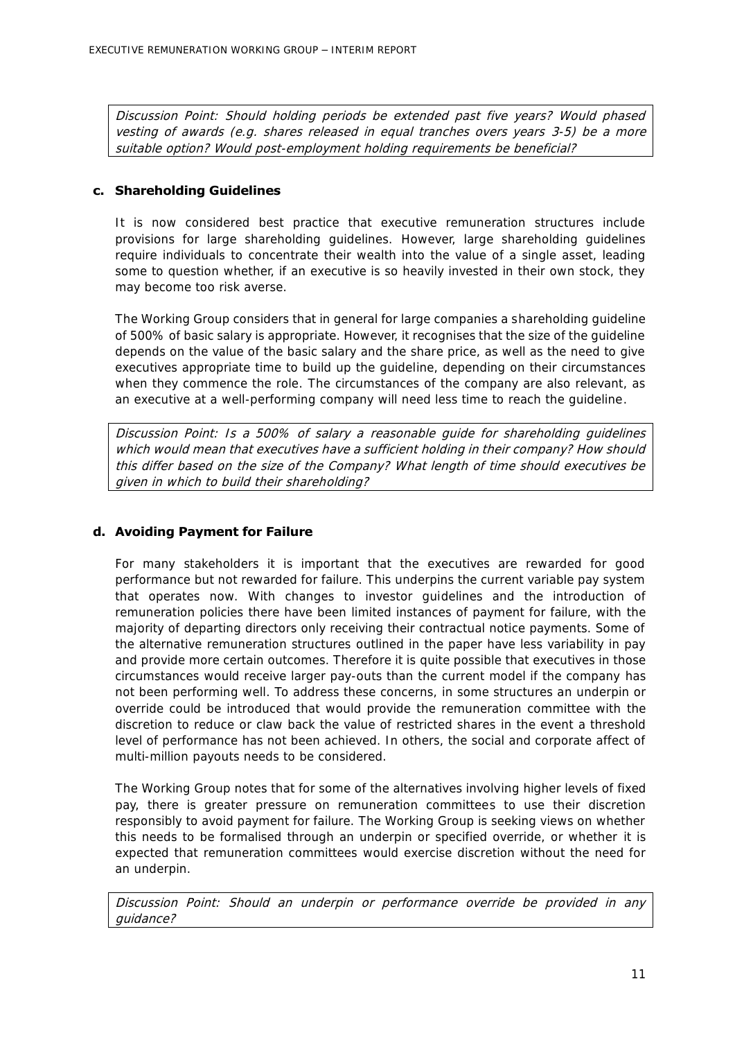*Discussion Point: Should holding periods be extended past five years? Would phased vesting of awards (e.g. shares released in equal tranches overs years 3-5) be a more suitable option? Would post-employment holding requirements be beneficial?*

### c. Shareholding Guidelines

It is now considered best practice that executive remuneration structures include provisions for large shareholding guidelines. However, large shareholding guidelines require individuals to concentrate their wealth into the value of a single asset, leading some to question whether, if an executive is so heavily invested in their own stock, they may become too risk averse.

The Working Group considers that in general for large companies a shareholding guideline of 500% of basic salary is appropriate. However, it recognises that the size of the guideline depends on the value of the basic salary and the share price, as well as the need to give executives appropriate time to build up the guideline, depending on their circumstances when they commence the role. The circumstances of the company are also relevant, as an executive at a well-performing company will need less time to reach the guideline.

*Discussion Point: Is a 500% of salary a reasonable guide for shareholding guidelines which would mean that executives have a sufficient holding in their company? How should this differ based on the size of the Company? What length of time should executives be given in which to build their shareholding?*

### d. Avoiding Payment for Failure

For many stakeholders it is important that the executives are rewarded for good performance but not rewarded for failure. This underpins the current variable pay system that operates now. With changes to investor guidelines and the introduction of remuneration policies there have been limited instances of payment for failure, with the majority of departing directors only receiving their contractual notice payments. Some of the alternative remuneration structures outlined in the paper have less variability in pay and provide more certain outcomes. Therefore it is quite possible that executives in those circumstances would receive larger pay-outs than the current model if the company has not been performing well. To address these concerns, in some structures an underpin or override could be introduced that would provide the remuneration committee with the discretion to reduce or claw back the value of restricted shares in the event a threshold level of performance has not been achieved. In others, the social and corporate affect of multi-million payouts needs to be considered.

The Working Group notes that for some of the alternatives involving higher levels of fixed pay, there is greater pressure on remuneration committees to use their discretion responsibly to avoid payment for failure. The Working Group is seeking views on whether this needs to be formalised through an underpin or specified override, or whether it is expected that remuneration committees would exercise discretion without the need for an underpin.

*Discussion Point: Should an underpin or performance override be provided in any guidance?*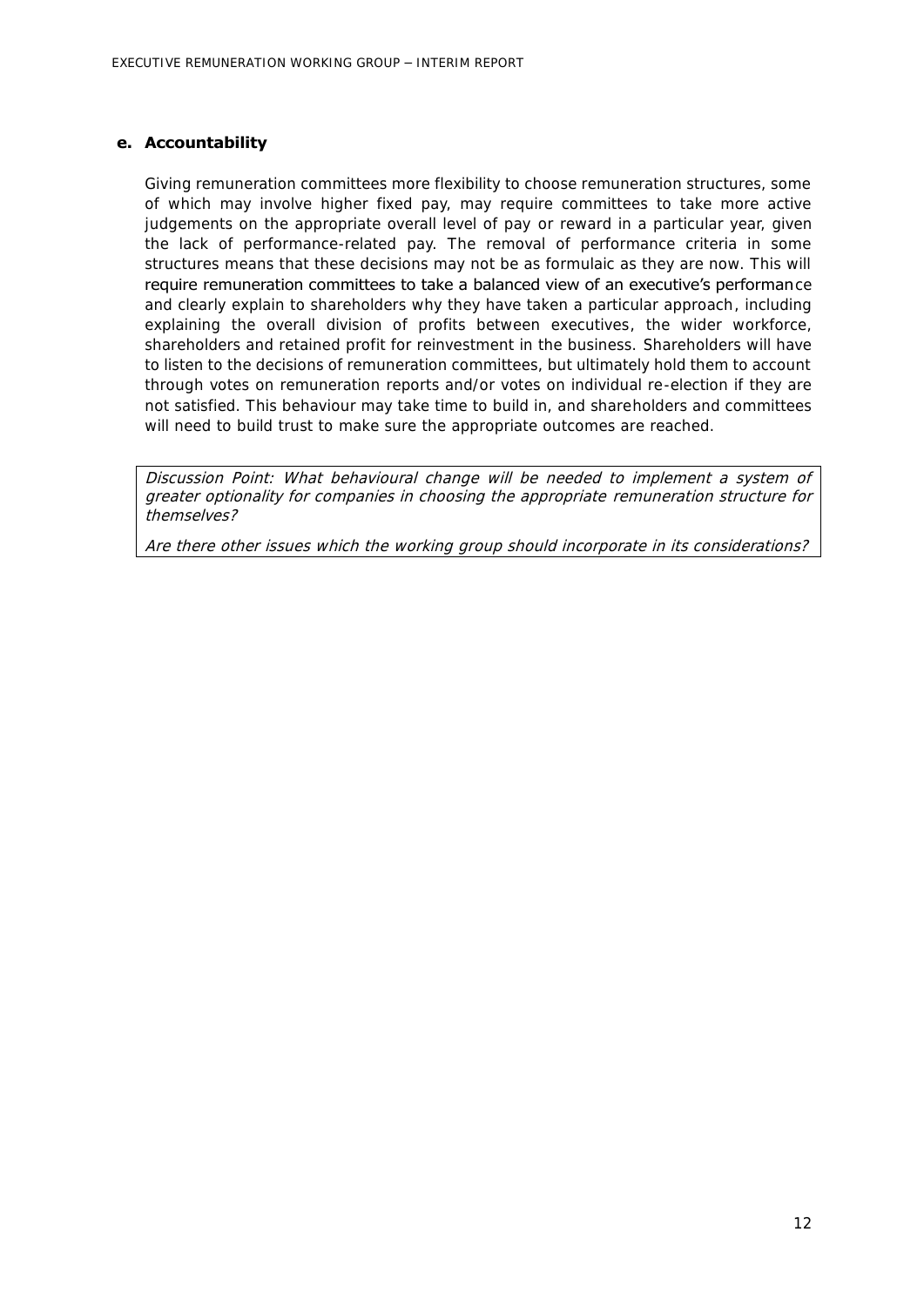### e. Accountability

Giving remuneration committees more flexibility to choose remuneration structures, some of which may involve higher fixed pay, may require committees to take more active judgements on the appropriate overall level of pay or reward in a particular year, given the lack of performance-related pay. The removal of performance criteria in some structures means that these decisions may not be as formulaic as they are now. This will require remuneration committees to take a balanced view of an executive's performance and clearly explain to shareholders why they have taken a particular approach, including explaining the overall division of profits between executives, the wider workforce, shareholders and retained profit for reinvestment in the business. Shareholders will have to listen to the decisions of remuneration committees, but ultimately hold them to account through votes on remuneration reports and/or votes on individual re-election if they are not satisfied. This behaviour may take time to build in, and shareholders and committees will need to build trust to make sure the appropriate outcomes are reached.

> *Discussion Point: What behavioural change will be needed to implement a system of greater optionality for companies in choosing the appropriate remuneration structure for themselves?*
>
> *Are there other issues which the working group should incorporate in its considerations?*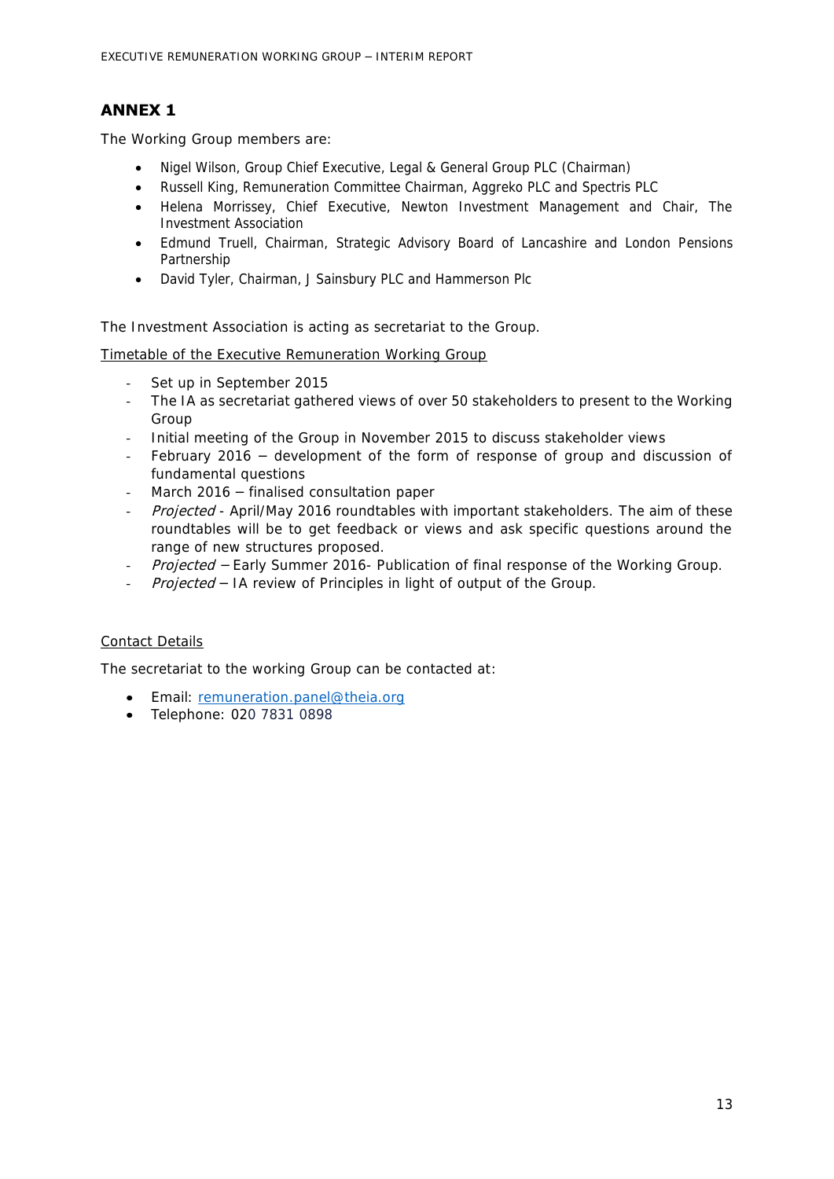## ANNEX 1

The Working Group members are:

- Nigel Wilson, Group Chief Executive, Legal & General Group PLC (Chairman)
- Russell King, Remuneration Committee Chairman, Aggreko PLC and Spectris PLC
- Helena Morrissey, Chief Executive, Newton Investment Management and Chair, The Investment Association
- Edmund Truell, Chairman, Strategic Advisory Board of Lancashire and London Pensions Partnership
- David Tyler, Chairman, J Sainsbury PLC and Hammerson Plc

The Investment Association is acting as secretariat to the Group.

Timetable of the Executive Remuneration Working Group

- Set up in September 2015
- The IA as secretariat gathered views of over 50 stakeholders to present to the Working Group
- Initial meeting of the Group in November 2015 to discuss stakeholder views
- February 2016 – development of the form of response of group and discussion of fundamental questions
- March 2016 – finalised consultation paper
- *Projected* - April/May 2016 roundtables with important stakeholders. The aim of these roundtables will be to get feedback or views and ask specific questions around the range of new structures proposed.
- *Projected* – Early Summer 2016- Publication of final response of the Working Group.
- *Projected* – IA review of Principles in light of output of the Group.

Contact Details

The secretariat to the working Group can be contacted at:

- Email: remuneration.panel@theia.org
- Telephone: 020 7831 0898